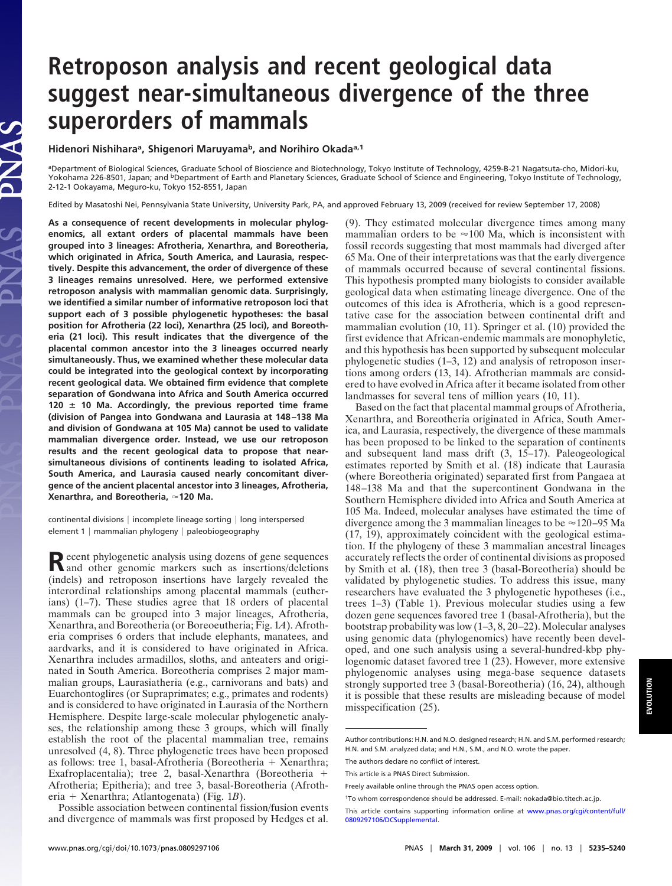# Retroposon analysis and recent geological data suggest near-simultaneous divergence of the three superorders of mammals

**Hidenori Nishihara[a], Shigenori Maruyama[b], and Norihiro Okada[a,1]**

[a]Department of Biological Sciences, Graduate School of Bioscience and Biotechnology, Tokyo Institute of Technology, 4259-B-21 Nagatsuta-cho, Midori-ku, Yokohama 226-8501, Japan; and [b]Department of Earth and Planetary Sciences, Graduate School of Science and Engineering, Tokyo Institute of Technology, 2-12-1 Ookayama, Meguro-ku, Tokyo 152-8551, Japan

Edited by Masatoshi Nei, Pennsylvania State University, University Park, PA, and approved February 13, 2009 (received for review September 17, 2008)

**As a consequence of recent developments in molecular phylogenomics, all extant orders of placental mammals have been grouped into 3 lineages: Afrotheria, Xenarthra, and Boreotheria, which originated in Africa, South America, and Laurasia, respectively. Despite this advancement, the order of divergence of these 3 lineages remains unresolved. Here, we performed extensive retroposon analysis with mammalian genomic data. Surprisingly, we identified a similar number of informative retroposon loci that support each of 3 possible phylogenetic hypotheses: the basal position for Afrotheria (22 loci), Xenarthra (25 loci), and Boreotheria (21 loci). This result indicates that the divergence of the placental common ancestor into the 3 lineages occurred nearly simultaneously. Thus, we examined whether these molecular data could be integrated into the geological context by incorporating recent geological data. We obtained firm evidence that complete separation of Gondwana into Africa and South America occurred 120 ± 10 Ma. Accordingly, the previous reported time frame (division of Pangea into Gondwana and Laurasia at 148–138 Ma and division of Gondwana at 105 Ma) cannot be used to validate mammalian divergence order. Instead, we use our retroposon results and the recent geological data to propose that near-simultaneous divisions of continents leading to isolated Africa, South America, and Laurasia caused nearly concomitant divergence of the ancient placental ancestor into 3 lineages, Afrotheria, Xenarthra, and Boreotheria, ≈120 Ma.**

continental divisions | incomplete lineage sorting | long interspersed element 1 | mammalian phylogeny | paleobiogeography

Recent phylogenetic analysis using dozens of gene sequences and other genomic markers such as insertions/deletions (indels) and retroposon insertions have largely revealed the interordinal relationships among placental mammals (eutherians) (1–7). These studies agree that 18 orders of placental mammals can be grouped into 3 major lineages, Afrotheria, Xenarthra, and Boreotheria (or Boreoeutheria; Fig. 1*A*). Afrotheria comprises 6 orders that include elephants, manatees, and aardvarks, and it is considered to have originated in Africa. Xenarthra includes armadillos, sloths, and anteaters and originated in South America. Boreotheria comprises 2 major mammalian groups, Laurasiatheria (e.g., carnivorans and bats) and Euarchontoglires (or Supraprimates; e.g., primates and rodents) and is considered to have originated in Laurasia of the Northern Hemisphere. Despite large-scale molecular phylogenetic analyses, the relationship among these 3 groups, which will finally establish the root of the placental mammalian tree, remains unresolved (4, 8). Three phylogenetic trees have been proposed as follows: tree 1, basal-Afrotheria (Boreotheria + Xenarthra; Exafroplacentalia); tree 2, basal-Xenarthra (Boreotheria + Afrotheria; Epitheria); and tree 3, basal-Boreotheria (Afrotheria + Xenarthra; Atlantogenata) (Fig. 1*B*).

Possible association between continental fission/fusion events and divergence of mammals was first proposed by Hedges et al. (9). They estimated molecular divergence times among many mammalian orders to be ≈100 Ma, which is inconsistent with fossil records suggesting that most mammals had diverged after 65 Ma. One of their interpretations was that the early divergence of mammals occurred because of several continental fissions. This hypothesis prompted many biologists to consider available geological data when estimating lineage divergence. One of the outcomes of this idea is Afrotheria, which is a good representative case for the association between continental drift and mammalian evolution (10, 11). Springer et al. (10) provided the first evidence that African-endemic mammals are monophyletic, and this hypothesis has been supported by subsequent molecular phylogenetic studies (1–3, 12) and analysis of retroposon insertions among orders (13, 14). Afrotherian mammals are considered to have evolved in Africa after it became isolated from other landmasses for several tens of million years (10, 11).

Based on the fact that placental mammal groups of Afrotheria, Xenarthra, and Boreotheria originated in Africa, South America, and Laurasia, respectively, the divergence of these mammals has been proposed to be linked to the separation of continents and subsequent land mass drift (3, 15–17). Paleogeological estimates reported by Smith et al. (18) indicate that Laurasia (where Boreotheria originated) separated first from Pangaea at 148–138 Ma and that the supercontinent Gondwana in the Southern Hemisphere divided into Africa and South America at 105 Ma. Indeed, molecular analyses have estimated the time of divergence among the 3 mammalian lineages to be ≈120–95 Ma (17, 19), approximately coincident with the geological estimation. If the phylogeny of these 3 mammalian ancestral lineages accurately reflects the order of continental divisions as proposed by Smith et al. (18), then tree 3 (basal-Boreotheria) should be validated by phylogenetic studies. To address this issue, many researchers have evaluated the 3 phylogenetic hypotheses (i.e., trees 1–3) (Table 1). Previous molecular studies using a few dozen gene sequences favored tree 1 (basal-Afrotheria), but the bootstrap probability was low (1–3, 8, 20–22). Molecular analyses using genomic data (phylogenomics) have recently been developed, and one such analysis using a several-hundred-kbp phylogenomic dataset favored tree 1 (23). However, more extensive phylogenomic analyses using mega-base sequence datasets strongly supported tree 3 (basal-Boreotheria) (16, 24), although it is possible that these results are misleading because of model misspecification (25).

Author contributions: H.N. and N.O. designed research; H.N. and S.M. performed research; H.N. and S.M. analyzed data; and H.N., S.M., and N.O. wrote the paper.

The authors declare no conflict of interest.

This article is a PNAS Direct Submission.

Freely available online through the PNAS open access option.

[1]To whom correspondence should be addressed. E-mail: nokada@bio.titech.ac.jp.

This article contains supporting information online at www.pnas.org/cgi/content/full/0809297106/DCSupplemental.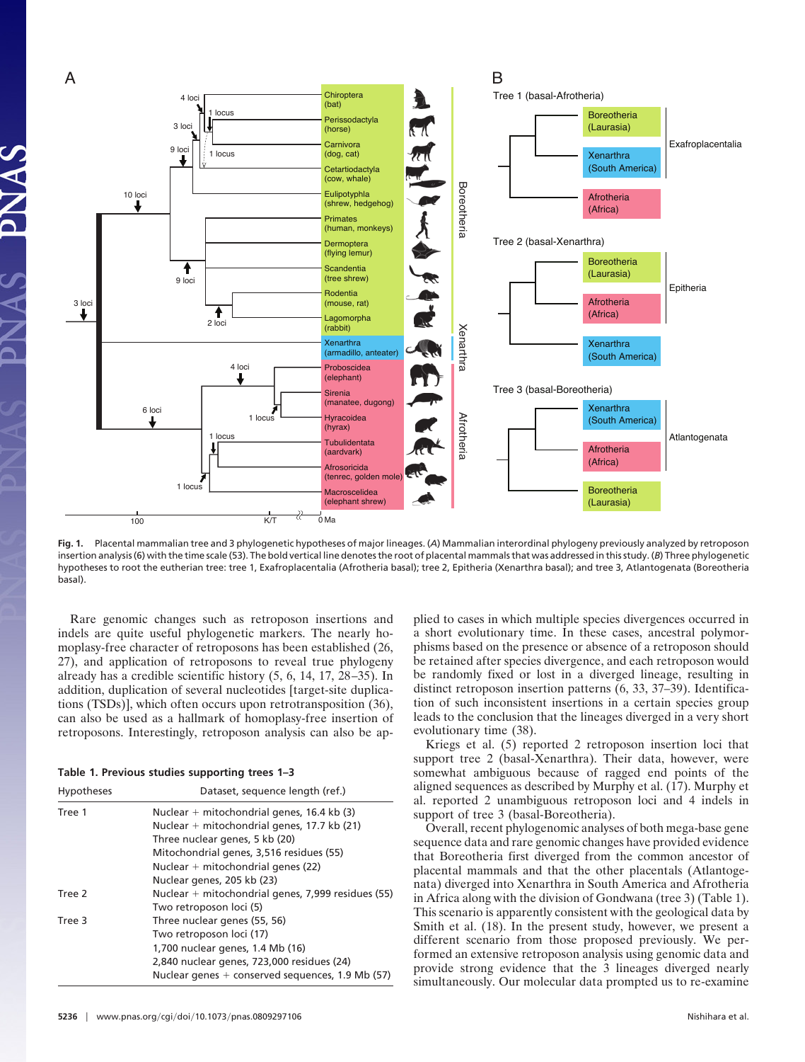**Fig. 1.** Placental mammalian tree and 3 phylogenetic hypotheses of major lineages. (*A*) Mammalian interordinal phylogeny previously analyzed by retroposon insertion analysis (6) with the time scale (53). The bold vertical line denotes the root of placental mammals that was addressed in this study. (*B*) Three phylogenetic hypotheses to root the eutherian tree: tree 1, Exafroplacentalia (Afrotheria basal); tree 2, Epitheria (Xenarthra basal); and tree 3, Atlantogenata (Boreotheria basal).

Rare genomic changes such as retroposon insertions and indels are quite useful phylogenetic markers. The nearly homoplasy-free character of retroposons has been established (26, 27), and application of retroposons to reveal true phylogeny already has a credible scientific history (5, 6, 14, 17, 28–35). In addition, duplication of several nucleotides [target-site duplications (TSDs)], which often occurs upon retrotransposition (36), can also be used as a hallmark of homoplasy-free insertion of retroposons. Interestingly, retroposon analysis can also be applied to cases in which multiple species divergences occurred in a short evolutionary time. In these cases, ancestral polymorphisms based on the presence or absence of a retroposon should be retained after species divergence, and each retroposon would be randomly fixed or lost in a diverged lineage, resulting in distinct retroposon insertion patterns (6, 33, 37–39). Identification of such inconsistent insertions in a certain species group leads to the conclusion that the lineages diverged in a very short evolutionary time (38).

**Table 1. Previous studies supporting trees 1–3**

| Hypotheses | Dataset, sequence length (ref.) |
|---|---|
| Tree 1 | Nuclear + mitochondrial genes, 16.4 kb (3) |
| | Nuclear + mitochondrial genes, 17.7 kb (21) |
| | Three nuclear genes, 5 kb (20) |
| | Mitochondrial genes, 3,516 residues (55) |
| | Nuclear + mitochondrial genes (22) |
| | Nuclear genes, 205 kb (23) |
| Tree 2 | Nuclear + mitochondrial genes, 7,999 residues (55) |
| | Two retroposon loci (5) |
| Tree 3 | Three nuclear genes (55, 56) |
| | Two retroposon loci (17) |
| | 1,700 nuclear genes, 1.4 Mb (16) |
| | 2,840 nuclear genes, 723,000 residues (24) |
| | Nuclear genes + conserved sequences, 1.9 Mb (57) |

Kriegs et al. (5) reported 2 retroposon insertion loci that support tree 2 (basal-Xenarthra). Their data, however, were somewhat ambiguous because of ragged end points of the aligned sequences as described by Murphy et al. (17). Murphy et al. reported 2 unambiguous retroposon loci and 4 indels in support of tree 3 (basal-Boreotheria).

Overall, recent phylogenomic analyses of both mega-base gene sequence data and rare genomic changes have provided evidence that Boreotheria first diverged from the common ancestor of placental mammals and that the other placentals (Atlantogenata) diverged into Xenarthra in South America and Afrotheria in Africa along with the division of Gondwana (tree 3) (Table 1). This scenario is apparently consistent with the geological data by Smith et al. (18). In the present study, however, we present a different scenario from those proposed previously. We performed an extensive retroposon analysis using genomic data and provide strong evidence that the 3 lineages diverged nearly simultaneously. Our molecular data prompted us to re-examine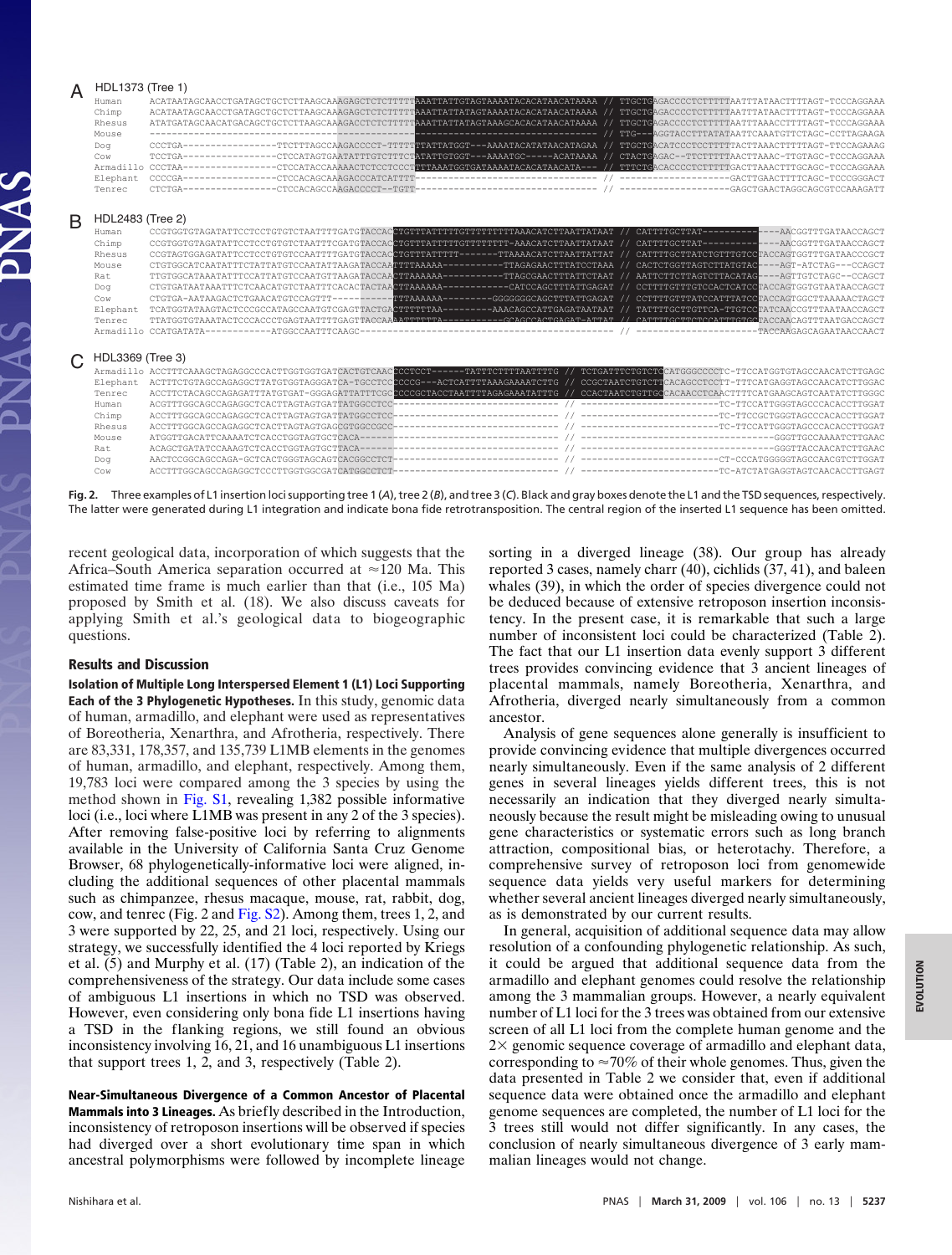**A** HDL1373 (Tree 1)

```
Human      ACATAATAGCAACCTGATAGCTGCTCTTAAGCAAAGAGCTCTCTTTTTAAATTATTGTAGTAAAATACACATAACATAAAA // TTGCTGAGACCCCTCTTTTTAATTTATAACTTTTAGT-TCCCAGGAAA
Chimp      ACATAATAGCAACCTGATAGCTGCTCTTAAGCAAAGAGCTCTCTTTTTAAATTATTATAGTAAAATACACATAACATAAAA // TTGCTGAGACCCCTCTTTTTAATTTATAACTTTTAGT-TCCCAGGAAA
Rhesus     ATATGATAGCAACATGACAGCTGCTCTTAAGCAAAGAGCTCTCTTTTTAAATTATTATAGTAAAGCACACATAACATAAAA // TTGCTGAGACCCCTCTTTTTAATTTAAACTTTTAGT-TCCCAGGAAA
Mouse      ------------------------------------------------------------------------------------- // TTG---AGGTACCTTTATATAATTCAAATGTTCTAGC-CCTTAGAAGA
Dog        CCCTGA-----------------TTCTTTAGCCAAGACCCCT-TTTTTTATTATGGT---AAAATACATATAACATAGAA // TTGCTGACATCCCTCCTTTTTACTTAAACTTTTTAGT-TTCCAGAAAG
Cow        TCCTGA-----------------CTCCATAGTGAATATTTGTCTTTCTATATTGTGGT---AAAATGC-----ACATAAAA // CTACTGAGAC--TTCTTTTTAACTTAAAC-TTGTAGC-TCCCAGGAAA
Armadillo  CCCTAA-----------------CTCCATACCAAAAACTCTCCTCCCTTTAAATGGTGATAAAATACACATACATA--- // TTTCTGACACCCCTCTTTTTGACTTAAACTTTGCAGC-TCCCAGGAAA
Elephant   CCCCGA-----------------CTCCACAGCAAAGACCCATCATTTT-------------------------------- // -------------------GACTGAACTTTTCAGC-TCCCGGGACT
Tenrec     CTCTGA-----------------CTCCACAGCCAAGACCCCT--TGTT-------------------------------- // -------------------GAGCTGAACTAGGCAGCGTCCAAAGATT
```

**B** HDL2483 (Tree 2)

```
Human      CCGTGGTGTAGATATTCCTCCTGTGTCTAATTTTGATGTACCACCTGTTTATTTTTGTTTTTTTTAAACATCTTAATTATAAT // CATTTTGCTTAT----------AACGGTTTGATAACCAGCT
Chimp      CCGTGGTGTAGATATTCCTCCTGTGTCTAATTTCGATGTACCACCTGTTTATTTTTGTTTTTTT-AAACATCTTAATTATAAT // CATTTTGCTTAT----------AACGGTTTGATAACCAGCT
Rhesus     CCGTAGTGGAGATATTCCTCCTGTGTCCAATTTTGATGTACCACCTGTTTATTTTT-------TTAAAACATCTTAATTATTAT // CATTTTGCTTATCTGTTTGTCCACCAGTGGTTTGATAACCCGCT
Mouse      CTGTGGCATCAATATTTCTATTATGTCCAATATTAAGATACCAATTTAAAAA----------TTAGAGAACTTTATCCTAAA // CACTCTGGTTAGTCTTATGTAC----AGT-ATCTAG---CCAGCT
Rat        TTGTGGCATAAATATTTCCATTATGTCCAATGTTAAGATACCAACTTAAAAA----------TTAGCGAACTTTATTCTAAT // AATTCTTCTTAGTCTTACATAG----AGTTGTCTAGC--CCAGCT
Dog        CTGTGATAATAAATTTTCTCAACATGTCTAATTTCACACTACTAACTTAAAAAA----------CATCCAGCTTTATTGAGAT // CCTTTTGTTTGTCCACTCATCCACCAGTGGTGTAATAACCAGCT
Cow        CTGTGA-AATAAGACTCTGAACATGTCCAGTTT----------TTTAAAAAA---------GGGGGGCAGCTTTATTGAGAT // CCTTTTGTTTATCCATTTATCCACCAGTGGCTTAAAAACTAGCT
Elephant   TCATGGTATAAGTACTCCCGCCATAGCCAATGTCGAGTTACTAGTTTTTTAA---------AAACAGCCATTGAGATAATAAT // TATTTTGCTTGTTCA-TTGTCCATCAACCGTTTGATAACCAGCT
Tenrec     TTATGGTGTAAATACTCCCACCCTGAGTAATTTTGAGTTACCAAAATTTTTTA----------GCAGCCACTGAGAT-ATTAT // CATTTTGCTTCTCCATTTGTGCTACCAACAGTTTAATGACCAGCT
Armadillo  CCATGATATA-----------ATGGCCAATTTCAAGC------------------------------------------- // -----------------------TACCAAGAGCAGAATAACCAACT
```

**C** HDL3369 (Tree 3)

```
Armadillo  ACCTTTCAAAGCTAGAGGCCCACTTGGTGGTGATCACTGTCAACCCCTCCT------TATTTCTTTTAATTTTG // TCTGATTTCTGTCTCATGGGCCCCTC-TTCCATGGTGTAGCCAACATCTTGAGC
Elephant   ACTTTCTGTAGCCAGAGGCTTATGTGGTAGGGATCA-TGCCTCCCCCCG---ACTCATTTAAAGAAAATCTTG // CCGCTAATCTGTCTTCACAGCCTCCTT-TTTCATGAGGTAGCCAACATCTTGGAC
Tenrec     ACCTTCTACAGCCAGAGATTTATGTGAT-GGGAGATTATTTCGCCCCCGCTACCTAATTTTAGAGAAATATTTG // CCACTAATCTGTTGCCACAACCTCAACTTTCATGAAGCAGTCAATATCTTGGGC
Human      ACGTTTGGCAGCCAGAGGCTCACTTAGTAGTGATTATGGCCTCC------------------------------ // ---------------------------TC-TTCCATTGGGTAGCCCACACCTTGGAT
Chimp      ACCTTTGGCAGCCAGAGGCTCACTTAGTAGTGATTATGGCCTCC------------------------------ // ---------------------------TC-TTCCGCTGGGTAGCCCACACCTTGGAT
Rhesus     ACCTTTGGCAGCCAGAGGCTCACTTAGTAGTGAGCGTGGCCGCC------------------------------ // ---------------------------TC-TTCCATTGGGTAGCCCACACCTTGGAT
Mouse      ATGGTTGACATTCAAAATCTCACCTGGTAGTGCTCACA------------------------------------ // -------------------------------GGGTTGCCAAAATCTTGAAC
Rat        ACAGCTGATATCCAAAGTCTCACCTGGTAGTGCTTACA------------------------------------ // -------------------------------GGGTTACCAACATCTTGAAC
Dog        AACTCCGGCAGCCAGA-GCTCACTGGGTAGCAGTCACGGCCTCT------------------------------ // ---------------------------CT-CCCATGGGGGTAGCCAACGTCTTGGAT
Cow        ACCTTTGGCAGCCAGAGGCTCCCTTGGTGGCGATCATGGCCTCC------------------------------ // ---------------------------TC-ATCTATGGGTAGTCAACACCTTGAGT
```

**Fig. 2.** Three examples of L1 insertion loci supporting tree 1 (*A*), tree 2 (*B*), and tree 3 (*C*). Black and gray boxes denote the L1 and the TSD sequences, respectively. The latter were generated during L1 integration and indicate bona fide retrotransposition. The central region of the inserted L1 sequence has been omitted.

recent geological data, incorporation of which suggests that the Africa–South America separation occurred at ≈120 Ma. This estimated time frame is much earlier than that (i.e., 105 Ma) proposed by Smith et al. (18). We also discuss caveats for applying Smith et al.'s geological data to biogeographic questions.

## Results and Discussion

**Isolation of Multiple Long Interspersed Element 1 (L1) Loci Supporting Each of the 3 Phylogenetic Hypotheses.** In this study, genomic data of human, armadillo, and elephant were used as representatives of Boreotheria, Xenarthra, and Afrotheria, respectively. There are 83,331, 178,357, and 135,739 L1MB elements in the genomes of human, armadillo, and elephant, respectively. Among them, 19,783 loci were compared among the 3 species by using the method shown in Fig. S1, revealing 1,382 possible informative loci (i.e., loci where L1MB was present in any 2 of the 3 species). After removing false-positive loci by referring to alignments available in the University of California Santa Cruz Genome Browser, 68 phylogenetically-informative loci were aligned, including the additional sequences of other placental mammals such as chimpanzee, rhesus macaque, mouse, rat, rabbit, dog, cow, and tenrec (Fig. 2 and Fig. S2). Among them, trees 1, 2, and 3 were supported by 22, 25, and 21 loci, respectively. Using our strategy, we successfully identified the 4 loci reported by Kriegs et al. (5) and Murphy et al. (17) (Table 2), an indication of the comprehensiveness of the strategy. Our data include some cases of ambiguous L1 insertions in which no TSD was observed. However, even considering only bona fide L1 insertions having a TSD in the flanking regions, we still found an obvious inconsistency involving 16, 21, and 16 unambiguous L1 insertions that support trees 1, 2, and 3, respectively (Table 2).

**Near-Simultaneous Divergence of a Common Ancestor of Placental Mammals into 3 Lineages.** As briefly described in the Introduction, inconsistency of retroposon insertions will be observed if species had diverged over a short evolutionary time span in which ancestral polymorphisms were followed by incomplete lineage sorting in a diverged lineage (38). Our group has already reported 3 cases, namely charr (40), cichlids (37, 41), and baleen whales (39), in which the order of species divergence could not be deduced because of extensive retroposon insertion inconsistency. In the present case, it is remarkable that such a large number of inconsistent loci could be characterized (Table 2). The fact that our L1 insertion data evenly support 3 different trees provides convincing evidence that 3 ancient lineages of placental mammals, namely Boreotheria, Xenarthra, and Afrotheria, diverged nearly simultaneously from a common ancestor.

Analysis of gene sequences alone generally is insufficient to provide convincing evidence that multiple divergences occurred nearly simultaneously. Even if the same analysis of 2 different genes in several lineages yields different trees, this is not necessarily an indication that they diverged nearly simultaneously because the result might be misleading owing to unusual gene characteristics or systematic errors such as long branch attraction, compositional bias, or heterotachy. Therefore, a comprehensive survey of retroposon loci from genomewide sequence data yields very useful markers for determining whether several ancient lineages diverged nearly simultaneously, as is demonstrated by our current results.

In general, acquisition of additional sequence data may allow resolution of a confounding phylogenetic relationship. As such, it could be argued that additional sequence data from the armadillo and elephant genomes could resolve the relationship among the 3 mammalian groups. However, a nearly equivalent number of L1 loci for the 3 trees was obtained from our extensive screen of all L1 loci from the complete human genome and the 2× genomic sequence coverage of armadillo and elephant data, corresponding to ≈70% of their whole genomes. Thus, given the data presented in Table 2 we consider that, even if additional sequence data were obtained once the armadillo and elephant genome sequences are completed, the number of L1 loci for the 3 trees still would not differ significantly. In any cases, the conclusion of nearly simultaneous divergence of 3 early mammalian lineages would not change.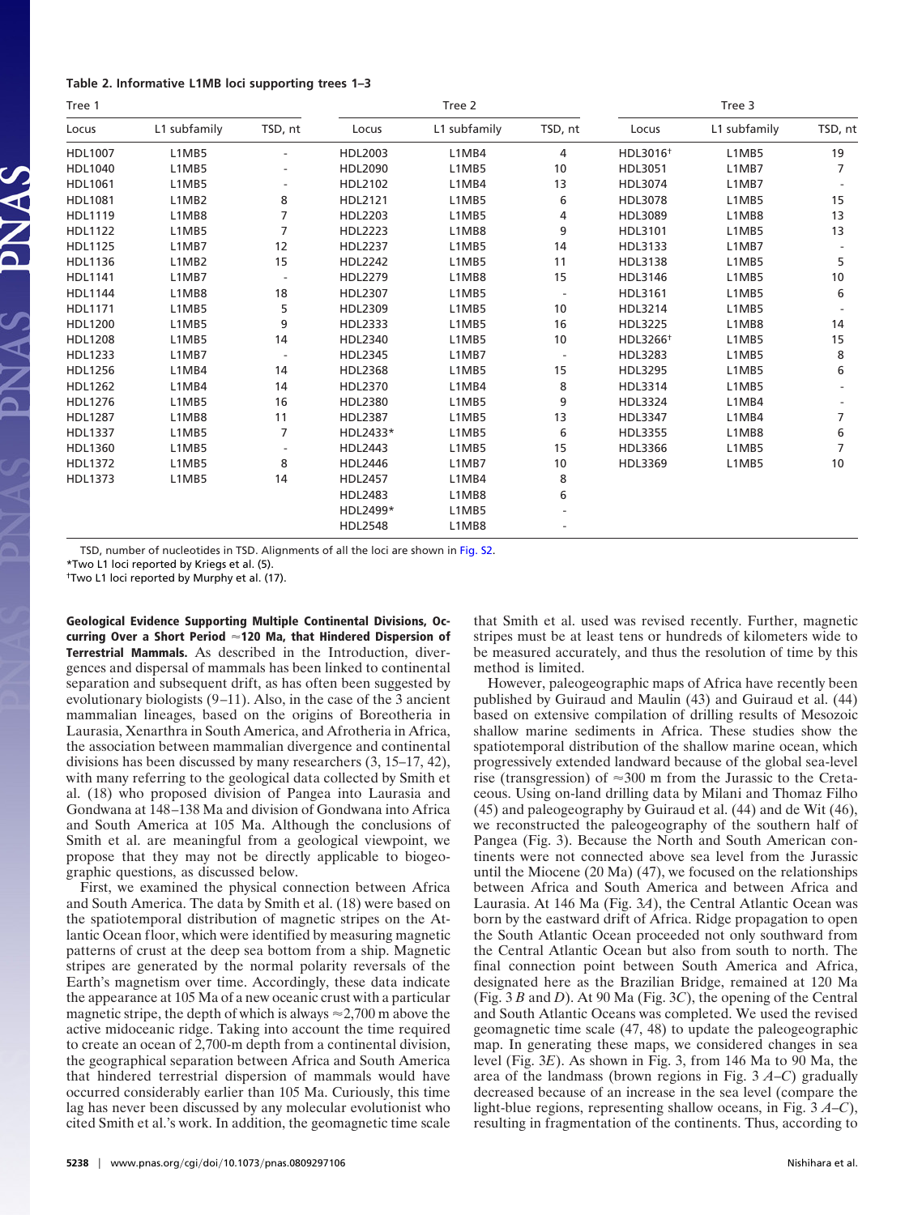**Table 2. Informative L1MB loci supporting trees 1–3**

| Tree 1 | | | Tree 2 | | | Tree 3 | | |
|---|---|---|---|---|---|---|---|---|
| Locus | L1 subfamily | TSD, nt | Locus | L1 subfamily | TSD, nt | Locus | L1 subfamily | TSD, nt |
| HDL1007 | L1MB5 | - | HDL2003 | L1MB4 | 4 | HDL3016† | L1MB5 | 19 |
| HDL1040 | L1MB5 | - | HDL2090 | L1MB5 | 10 | HDL3051 | L1MB7 | 7 |
| HDL1061 | L1MB5 | - | HDL2102 | L1MB4 | 13 | HDL3074 | L1MB7 | - |
| HDL1081 | L1MB2 | 8 | HDL2121 | L1MB5 | 6 | HDL3078 | L1MB5 | 15 |
| HDL1119 | L1MB8 | 7 | HDL2203 | L1MB5 | 4 | HDL3089 | L1MB8 | 13 |
| HDL1122 | L1MB5 | 7 | HDL2223 | L1MB8 | 9 | HDL3101 | L1MB5 | 13 |
| HDL1125 | L1MB7 | 12 | HDL2237 | L1MB5 | 14 | HDL3133 | L1MB7 | - |
| HDL1136 | L1MB2 | 15 | HDL2242 | L1MB5 | 11 | HDL3138 | L1MB5 | 5 |
| HDL1141 | L1MB7 | - | HDL2279 | L1MB8 | 15 | HDL3146 | L1MB5 | 10 |
| HDL1144 | L1MB8 | 18 | HDL2307 | L1MB5 | - | HDL3161 | L1MB5 | 6 |
| HDL1171 | L1MB5 | 5 | HDL2309 | L1MB5 | 10 | HDL3214 | L1MB5 | - |
| HDL1200 | L1MB5 | 9 | HDL2333 | L1MB5 | 16 | HDL3225 | L1MB8 | 14 |
| HDL1208 | L1MB5 | 14 | HDL2340 | L1MB5 | 10 | HDL3266† | L1MB5 | 15 |
| HDL1233 | L1MB7 | - | HDL2345 | L1MB7 | - | HDL3283 | L1MB5 | 8 |
| HDL1256 | L1MB4 | 14 | HDL2368 | L1MB5 | 15 | HDL3295 | L1MB5 | 6 |
| HDL1262 | L1MB4 | 14 | HDL2370 | L1MB4 | 8 | HDL3314 | L1MB5 | - |
| HDL1276 | L1MB5 | 16 | HDL2380 | L1MB5 | 9 | HDL3324 | L1MB4 | - |
| HDL1287 | L1MB8 | 11 | HDL2387 | L1MB5 | 13 | HDL3347 | L1MB4 | 7 |
| HDL1337 | L1MB5 | 7 | HDL2433* | L1MB5 | 6 | HDL3355 | L1MB8 | 6 |
| HDL1360 | L1MB5 | - | HDL2443 | L1MB5 | 15 | HDL3366 | L1MB5 | 7 |
| HDL1372 | L1MB5 | 8 | HDL2446 | L1MB7 | 10 | HDL3369 | L1MB5 | 10 |
| HDL1373 | L1MB5 | 14 | HDL2457 | L1MB4 | 8 | | | |
| | | | HDL2483 | L1MB8 | 6 | | | |
| | | | HDL2499* | L1MB5 | - | | | |
| | | | HDL2548 | L1MB8 | - | | | |

TSD, number of nucleotides in TSD. Alignments of all the loci are shown in Fig. S2.

*Two L1 loci reported by Kriegs et al. (5).

†Two L1 loci reported by Murphy et al. (17).

**Geological Evidence Supporting Multiple Continental Divisions, Occurring Over a Short Period ≈120 Ma, that Hindered Dispersion of Terrestrial Mammals.** As described in the Introduction, divergences and dispersal of mammals has been linked to continental separation and subsequent drift, as has often been suggested by evolutionary biologists (9–11). Also, in the case of the 3 ancient mammalian lineages, based on the origins of Boreotheria in Laurasia, Xenarthra in South America, and Afrotheria in Africa, the association between mammalian divergence and continental divisions has been discussed by many researchers (3, 15–17, 42), with many referring to the geological data collected by Smith et al. (18) who proposed division of Pangea into Laurasia and Gondwana at 148–138 Ma and division of Gondwana into Africa and South America at 105 Ma. Although the conclusions of Smith et al. are meaningful from a geological viewpoint, we propose that they may not be directly applicable to biogeographic questions, as discussed below.

First, we examined the physical connection between Africa and South America. The data by Smith et al. (18) were based on the spatiotemporal distribution of magnetic stripes on the Atlantic Ocean floor, which were identified by measuring magnetic patterns of crust at the deep sea bottom from a ship. Magnetic stripes are generated by the normal polarity reversals of the Earth's magnetism over time. Accordingly, these data indicate the appearance at 105 Ma of a new oceanic crust with a particular magnetic stripe, the depth of which is always ≈2,700 m above the active midoceanic ridge. Taking into account the time required to create an ocean of 2,700-m depth from a continental division, the geographical separation between Africa and South America that hindered terrestrial dispersion of mammals would have occurred considerably earlier than 105 Ma. Curiously, this time lag has never been discussed by any molecular evolutionist who cited Smith et al.'s work. In addition, the geomagnetic time scale that Smith et al. used was revised recently. Further, magnetic stripes must be at least tens or hundreds of kilometers wide to be measured accurately, and thus the resolution of time by this method is limited.

However, paleogeographic maps of Africa have recently been published by Guiraud and Maulin (43) and Guiraud et al. (44) based on extensive compilation of drilling results of Mesozoic shallow marine sediments in Africa. These studies show the spatiotemporal distribution of the shallow marine ocean, which progressively extended landward because of the global sea-level rise (transgression) of ≈300 m from the Jurassic to the Cretaceous. Using on-land drilling data by Milani and Thomaz Filho (45) and paleogeography by Guiraud et al. (44) and de Wit (46), we reconstructed the paleogeography of the southern half of Pangea (Fig. 3). Because the North and South American continents were not connected above sea level from the Jurassic until the Miocene (20 Ma) (47), we focused on the relationships between Africa and South America and between Africa and Laurasia. At 146 Ma (Fig. 3*A*), the Central Atlantic Ocean was born by the eastward drift of Africa. Ridge propagation to open the South Atlantic Ocean proceeded not only southward from the Central Atlantic Ocean but also from south to north. The final connection point between South America and Africa, designated here as the Brazilian Bridge, remained at 120 Ma (Fig. 3 *B* and *D*). At 90 Ma (Fig. 3*C*), the opening of the Central and South Atlantic Oceans was completed. We used the revised geomagnetic time scale (47, 48) to update the paleogeographic map. In generating these maps, we considered changes in sea level (Fig. 3*E*). As shown in Fig. 3, from 146 Ma to 90 Ma, the area of the landmass (brown regions in Fig. 3 *A*–*C*) gradually decreased because of an increase in the sea level (compare the light-blue regions, representing shallow oceans, in Fig. 3 *A*–*C*), resulting in fragmentation of the continents. Thus, according to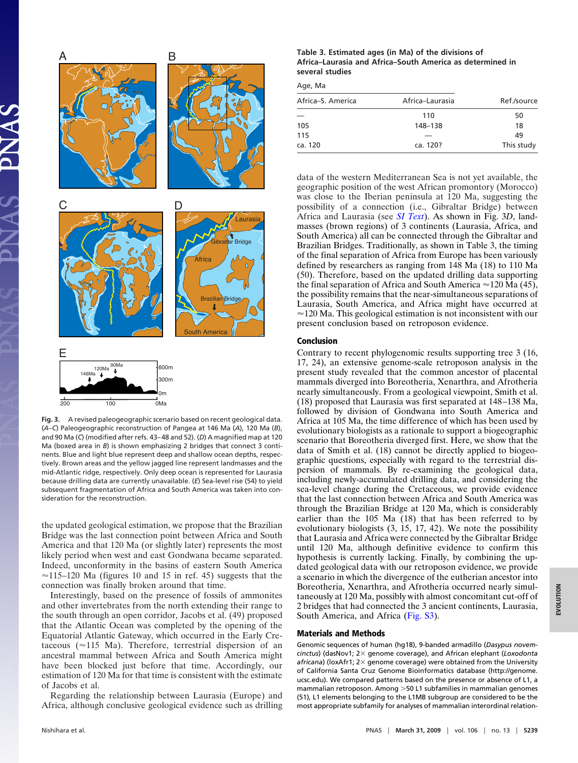Fig. 3. A revised paleogeographic scenario based on recent geological data. (*A*–*C*) Paleogeographic reconstruction of Pangea at 146 Ma (*A*), 120 Ma (*B*), and 90 Ma (*C*) (modified after refs. 43–48 and 52). (*D*) A magnified map at 120 Ma (boxed area in *B*) is shown emphasizing 2 bridges that connect 3 continents. Blue and light blue represent deep and shallow ocean depths, respectively. Brown areas and the yellow jagged line represent landmasses and the mid-Atlantic ridge, respectively. Only deep ocean is represented for Laurasia because drilling data are currently unavailable. (*E*) Sea-level rise (54) to yield subsequent fragmentation of Africa and South America was taken into consideration for the reconstruction.

the updated geological estimation, we propose that the Brazilian Bridge was the last connection point between Africa and South America and that 120 Ma (or slightly later) represents the most likely period when west and east Gondwana became separated. Indeed, unconformity in the basins of eastern South America ≈115–120 Ma (figures 10 and 15 in ref. 45) suggests that the connection was finally broken around that time.

Interestingly, based on the presence of fossils of ammonites and other invertebrates from the north extending their range to the south through an open corridor, Jacobs et al. (49) proposed that the Atlantic Ocean was completed by the opening of the Equatorial Atlantic Gateway, which occurred in the Early Cretaceous (≈115 Ma). Therefore, terrestrial dispersion of an ancestral mammal between Africa and South America might have been blocked just before that time. Accordingly, our estimation of 120 Ma for that time is consistent with the estimate of Jacobs et al.

Regarding the relationship between Laurasia (Europe) and Africa, although conclusive geological evidence such as drilling data of the western Mediterranean Sea is not yet available, the geographic position of the west African promontory (Morocco) was close to the Iberian peninsula at 120 Ma, suggesting the possibility of a connection (i.e., Gibraltar Bridge) between Africa and Laurasia (see *SI Text*). As shown in Fig. 3*D*, landmasses (brown regions) of 3 continents (Laurasia, Africa, and South America) all can be connected through the Gibraltar and Brazilian Bridges. Traditionally, as shown in Table 3, the timing of the final separation of Africa from Europe has been variously defined by researchers as ranging from 148 Ma (18) to 110 Ma (50). Therefore, based on the updated drilling data supporting the final separation of Africa and South America ≈120 Ma (45), the possibility remains that the near-simultaneous separations of Laurasia, South America, and Africa might have occurred at ≈120 Ma. This geological estimation is not inconsistent with our present conclusion based on retroposon evidence.

**Table 3. Estimated ages (in Ma) of the divisions of Africa–Laurasia and Africa–South America as determined in several studies**

| Age, Ma | | |
|---|---|---|
| Africa–S. America | Africa–Laurasia | Ref./source |
| — | 110 | 50 |
| 105 | 148–138 | 18 |
| 115 | — | 49 |
| ca. 120 | ca. 120? | This study |

## Conclusion

Contrary to recent phylogenomic results supporting tree 3 (16, 17, 24), an extensive genome-scale retroposon analysis in the present study revealed that the common ancestor of placental mammals diverged into Boreotheria, Xenarthra, and Afrotheria nearly simultaneously. From a geological viewpoint, Smith et al. (18) proposed that Laurasia was first separated at 148–138 Ma, followed by division of Gondwana into South America and Africa at 105 Ma, the time difference of which has been used by evolutionary biologists as a rationale to support a biogeographic scenario that Boreotheria diverged first. Here, we show that the data of Smith et al. (18) cannot be directly applied to biogeographic questions, especially with regard to the terrestrial dispersion of mammals. By re-examining the geological data, including newly-accumulated drilling data, and considering the sea-level change during the Cretaceous, we provide evidence that the last connection between Africa and South America was through the Brazilian Bridge at 120 Ma, which is considerably earlier than the 105 Ma (18) that has been referred to by evolutionary biologists (3, 15, 17, 42). We note the possibility that Laurasia and Africa were connected by the Gibraltar Bridge until 120 Ma, although definitive evidence to confirm this hypothesis is currently lacking. Finally, by combining the updated geological data with our retroposon evidence, we provide a scenario in which the divergence of the eutherian ancestor into Boreotheria, Xenarthra, and Afrotheria occurred nearly simultaneously at 120 Ma, possibly with almost concomitant cut-off of 2 bridges that had connected the 3 ancient continents, Laurasia, South America, and Africa (Fig. S3).

## Materials and Methods

Genomic sequences of human (hg18), 9-banded armadillo (*Dasypus novemcinctus*) (dasNov1; 2× genome coverage), and African elephant (*Loxodonta africana*) (loxAfr1; 2× genome coverage) were obtained from the University of California Santa Cruz Genome Bioinformatics database (http://genome.ucsc.edu). We compared patterns based on the presence or absence of L1, a mammalian retroposon. Among >50 L1 subfamilies in mammalian genomes (51), L1 elements belonging to the L1MB subgroup are considered to be the most appropriate subfamily for analyses of mammalian interordinal relation-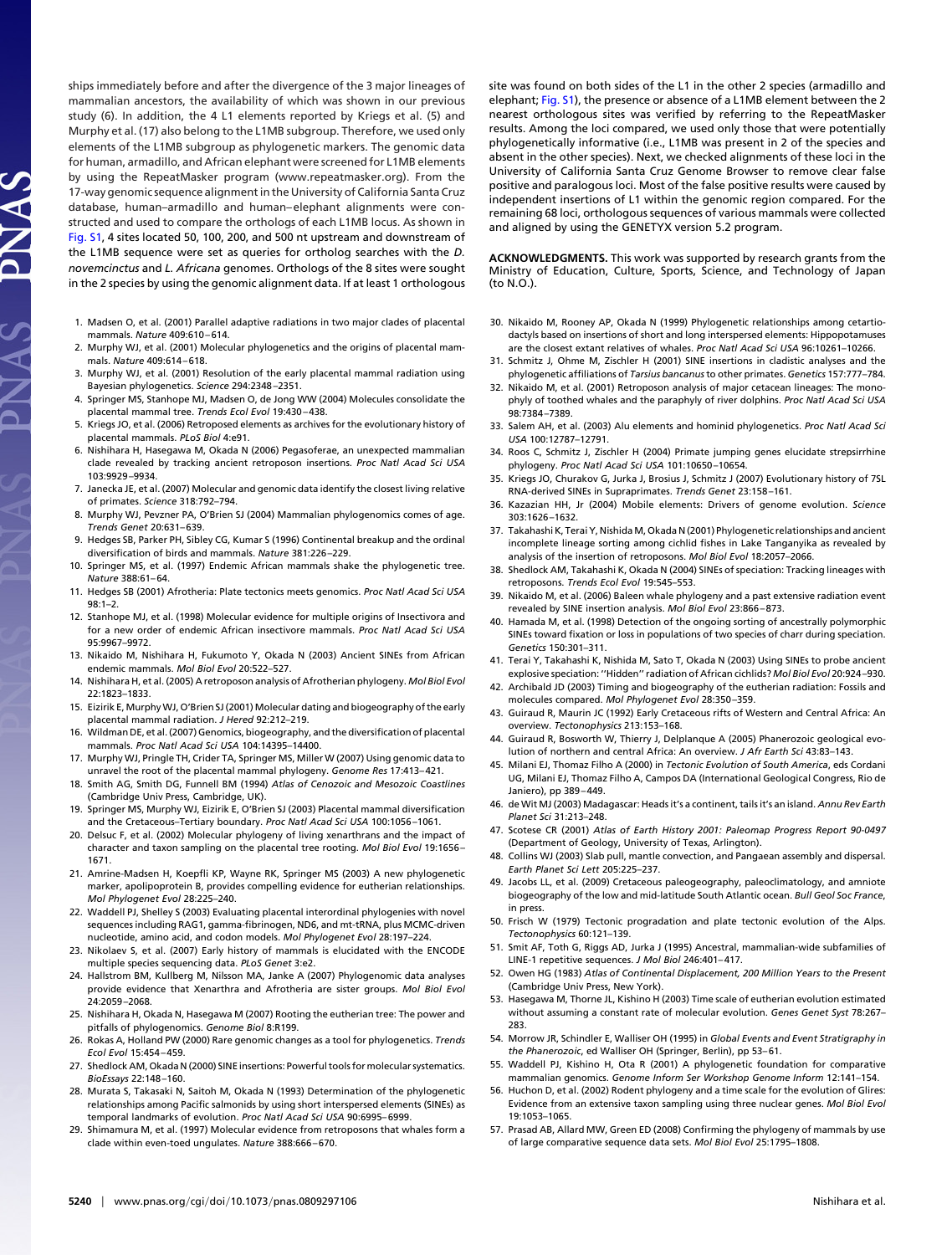ships immediately before and after the divergence of the 3 major lineages of mammalian ancestors, the availability of which was shown in our previous study (6). In addition, the 4 L1 elements reported by Kriegs et al. (5) and Murphy et al. (17) also belong to the L1MB subgroup. Therefore, we used only elements of the L1MB subgroup as phylogenetic markers. The genomic data for human, armadillo, and African elephant were screened for L1MB elements by using the RepeatMasker program (www.repeatmasker.org). From the 17-way genomic sequence alignment in the University of California Santa Cruz database, human–armadillo and human–elephant alignments were constructed and used to compare the orthologs of each L1MB locus. As shown in Fig. S1, 4 sites located 50, 100, 200, and 500 nt upstream and downstream of the L1MB sequence were set as queries for ortholog searches with the *D. novemcinctus* and *L. Africana* genomes. Orthologs of the 8 sites were sought in the 2 species by using the genomic alignment data. If at least 1 orthologous site was found on both sides of the L1 in the other 2 species (armadillo and elephant; Fig. S1), the presence or absence of a L1MB element between the 2 nearest orthologous sites was verified by referring to the RepeatMasker results. Among the loci compared, we used only those that were potentially phylogenetically informative (i.e., L1MB was present in 2 of the species and absent in the other species). Next, we checked alignments of these loci in the University of California Santa Cruz Genome Browser to remove clear false positive and paralogous loci. Most of the false positive results were caused by independent insertions of L1 within the genomic region compared. For the remaining 68 loci, orthologous sequences of various mammals were collected and aligned by using the GENETYX version 5.2 program.

**ACKNOWLEDGMENTS.** This work was supported by research grants from the Ministry of Education, Culture, Sports, Science, and Technology of Japan (to N.O.).

1. Madsen O, et al. (2001) Parallel adaptive radiations in two major clades of placental mammals. *Nature* 409:610–614.
2. Murphy WJ, et al. (2001) Molecular phylogenetics and the origins of placental mammals. *Nature* 409:614–618.
3. Murphy WJ, et al. (2001) Resolution of the early placental mammal radiation using Bayesian phylogenetics. *Science* 294:2348–2351.
4. Springer MS, Stanhope MJ, Madsen O, de Jong WW (2004) Molecules consolidate the placental mammal tree. *Trends Ecol Evol* 19:430–438.
5. Kriegs JO, et al. (2006) Retroposed elements as archives for the evolutionary history of placental mammals. *PLoS Biol* 4:e91.
6. Nishihara H, Hasegawa M, Okada N (2006) Pegasoferae, an unexpected mammalian clade revealed by tracking ancient retroposon insertions. *Proc Natl Acad Sci USA* 103:9929–9934.
7. Janecka JE, et al. (2007) Molecular and genomic data identify the closest living relative of primates. *Science* 318:792–794.
8. Murphy WJ, Pevzner PA, O'Brien SJ (2004) Mammalian phylogenomics comes of age. *Trends Genet* 20:631–639.
9. Hedges SB, Parker PH, Sibley CG, Kumar S (1996) Continental breakup and the ordinal diversification of birds and mammals. *Nature* 381:226–229.
10. Springer MS, et al. (1997) Endemic African mammals shake the phylogenetic tree. *Nature* 388:61–64.
11. Hedges SB (2001) Afrotheria: Plate tectonics meets genomics. *Proc Natl Acad Sci USA* 98:1–2.
12. Stanhope MJ, et al. (1998) Molecular evidence for multiple origins of Insectivora and for a new order of endemic African insectivore mammals. *Proc Natl Acad Sci USA* 95:9967–9972.
13. Nikaido M, Nishihara H, Fukumoto Y, Okada N (2003) Ancient SINEs from African endemic mammals. *Mol Biol Evol* 20:522–527.
14. Nishihara H, et al. (2005) A retroposon analysis of Afrotherian phylogeny. *Mol Biol Evol* 22:1823–1833.
15. Eizirik E, Murphy WJ, O'Brien SJ (2001) Molecular dating and biogeography of the early placental mammal radiation. *J Hered* 92:212–219.
16. Wildman DE, et al. (2007) Genomics, biogeography, and the diversification of placental mammals. *Proc Natl Acad Sci USA* 104:14395–14400.
17. Murphy WJ, Pringle TH, Crider TA, Springer MS, Miller W (2007) Using genomic data to unravel the root of the placental mammal phylogeny. *Genome Res* 17:413–421.
18. Smith AG, Smith DG, Funnell BM (1994) *Atlas of Cenozoic and Mesozoic Coastlines* (Cambridge Univ Press, Cambridge, UK).
19. Springer MS, Murphy WJ, Eizirik E, O'Brien SJ (2003) Placental mammal diversification and the Cretaceous–Tertiary boundary. *Proc Natl Acad Sci USA* 100:1056–1061.
20. Delsuc F, et al. (2002) Molecular phylogeny of living xenarthrans and the impact of character and taxon sampling on the placental tree rooting. *Mol Biol Evol* 19:1656–1671.
21. Amrine-Madsen H, Koepfli KP, Wayne RK, Springer MS (2003) A new phylogenetic marker, apolipoprotein B, provides compelling evidence for eutherian relationships. *Mol Phylogenet Evol* 28:225–240.
22. Waddell PJ, Shelley S (2003) Evaluating placental interordinal phylogenies with novel sequences including RAG1, gamma-fibrinogen, ND6, and mt-tRNA, plus MCMC-driven nucleotide, amino acid, and codon models. *Mol Phylogenet Evol* 28:197–224.
23. Nikolaev S, et al. (2007) Early history of mammals is elucidated with the ENCODE multiple species sequencing data. *PLoS Genet* 3:e2.
24. Hallstrom BM, Kullberg M, Nilsson MA, Janke A (2007) Phylogenomic data analyses provide evidence that Xenarthra and Afrotheria are sister groups. *Mol Biol Evol* 24:2059–2068.
25. Nishihara H, Okada N, Hasegawa M (2007) Rooting the eutherian tree: The power and pitfalls of phylogenomics. *Genome Biol* 8:R199.
26. Rokas A, Holland PW (2000) Rare genomic changes as a tool for phylogenetics. *Trends Ecol Evol* 15:454–459.
27. Shedlock AM, Okada N (2000) SINE insertions: Powerful tools for molecular systematics. *BioEssays* 22:148–160.
28. Murata S, Takasaki N, Saitoh M, Okada N (1993) Determination of the phylogenetic relationships among Pacific salmonids by using short interspersed elements (SINEs) as temporal landmarks of evolution. *Proc Natl Acad Sci USA* 90:6995–6999.
29. Shimamura M, et al. (1997) Molecular evidence from retroposons that whales form a clade within even-toed ungulates. *Nature* 388:666–670.
30. Nikaido M, Rooney AP, Okada N (1999) Phylogenetic relationships among cetartiodactyls based on insertions of short and long interspersed elements: Hippopotamuses are the closest extant relatives of whales. *Proc Natl Acad Sci USA* 96:10261–10266.
31. Schmitz J, Ohme M, Zischler H (2001) SINE insertions in cladistic analyses and the phylogenetic affiliations of *Tarsius bancanus* to other primates. *Genetics* 157:777–784.
32. Nikaido M, et al. (2001) Retroposon analysis of major cetacean lineages: The monophyly of toothed whales and the paraphyly of river dolphins. *Proc Natl Acad Sci USA* 98:7384–7389.
33. Salem AH, et al. (2003) Alu elements and hominid phylogenetics. *Proc Natl Acad Sci USA* 100:12787–12791.
34. Roos C, Schmitz J, Zischler H (2004) Primate jumping genes elucidate strepsirrhine phylogeny. *Proc Natl Acad Sci USA* 101:10650–10654.
35. Kriegs JO, Churakov G, Jurka J, Brosius J, Schmitz J (2007) Evolutionary history of 7SL RNA-derived SINEs in Supraprimates. *Trends Genet* 23:158–161.
36. Kazazian HH, Jr (2004) Mobile elements: Drivers of genome evolution. *Science* 303:1626–1632.
37. Takahashi K, Terai Y, Nishida M, Okada N (2001) Phylogenetic relationships and ancient incomplete lineage sorting among cichlid fishes in Lake Tanganyika as revealed by analysis of the insertion of retroposons. *Mol Biol Evol* 18:2057–2066.
38. Shedlock AM, Takahashi K, Okada N (2004) SINEs of speciation: Tracking lineages with retroposons. *Trends Ecol Evol* 19:545–553.
39. Nikaido M, et al. (2006) Baleen whale phylogeny and a past extensive radiation event revealed by SINE insertion analysis. *Mol Biol Evol* 23:866–873.
40. Hamada M, et al. (1998) Detection of the ongoing sorting of ancestrally polymorphic SINEs toward fixation or loss in populations of two species of charr during speciation. *Genetics* 150:301–311.
41. Terai Y, Takahashi K, Nishida M, Sato T, Okada N (2003) Using SINEs to probe ancient explosive speciation: "Hidden" radiation of African cichlids? *Mol Biol Evol* 20:924–930.
42. Archibald JD (2003) Timing and biogeography of the eutherian radiation: Fossils and molecules compared. *Mol Phylogenet Evol* 28:350–359.
43. Guiraud R, Maurin JC (1992) Early Cretaceous rifts of Western and Central Africa: An overview. *Tectonophysics* 213:153–168.
44. Guiraud R, Bosworth W, Thierry J, Delplanque A (2005) Phanerozoic geological evolution of northern and central Africa: An overview. *J Afr Earth Sci* 43:83–143.
45. Milani EJ, Thomaz Filho A (2000) in *Tectonic Evolution of South America*, eds Cordani UG, Milani EJ, Thomaz Filho A, Campos DA (International Geological Congress, Rio de Janiero), pp 389–449.
46. de Wit MJ (2003) Madagascar: Heads it's a continent, tails it's an island. *Annu Rev Earth Planet Sci* 31:213–248.
47. Scotese CR (2001) *Atlas of Earth History 2001: Paleomap Progress Report 90-0497* (Department of Geology, University of Texas, Arlington).
48. Collins WJ (2003) Slab pull, mantle convection, and Pangaean assembly and dispersal. *Earth Planet Sci Lett* 205:225–237.
49. Jacobs LL, et al. (2009) Cretaceous paleogeography, paleoclimatology, and amniote biogeography of the low and mid-latitude South Atlantic ocean. *Bull Geol Soc France*, in press.
50. Frisch W (1979) Tectonic progradation and plate tectonic evolution of the Alps. *Tectonophysics* 60:121–139.
51. Smit AF, Toth G, Riggs AD, Jurka J (1995) Ancestral, mammalian-wide subfamilies of LINE-1 repetitive sequences. *J Mol Biol* 246:401–417.
52. Owen HG (1983) *Atlas of Continental Displacement, 200 Million Years to the Present* (Cambridge Univ Press, New York).
53. Hasegawa M, Thorne JL, Kishino H (2003) Time scale of eutherian evolution estimated without assuming a constant rate of molecular evolution. *Genes Genet Syst* 78:267–283.
54. Morrow JR, Schindler E, Walliser OH (1995) in *Global Events and Event Stratigraphy in the Phanerozoic*, ed Walliser OH (Springer, Berlin), pp 53–61.
55. Waddell PJ, Kishino H, Ota R (2001) A phylogenetic foundation for comparative mammalian genomics. *Genome Inform Ser Workshop Genome Inform* 12:141–154.
56. Huchon D, et al. (2002) Rodent phylogeny and a time scale for the evolution of Glires: Evidence from an extensive taxon sampling using three nuclear genes. *Mol Biol Evol* 19:1053–1065.
57. Prasad AB, Allard MW, Green ED (2008) Confirming the phylogeny of mammals by use of large comparative sequence data sets. *Mol Biol Evol* 25:1795–1808.